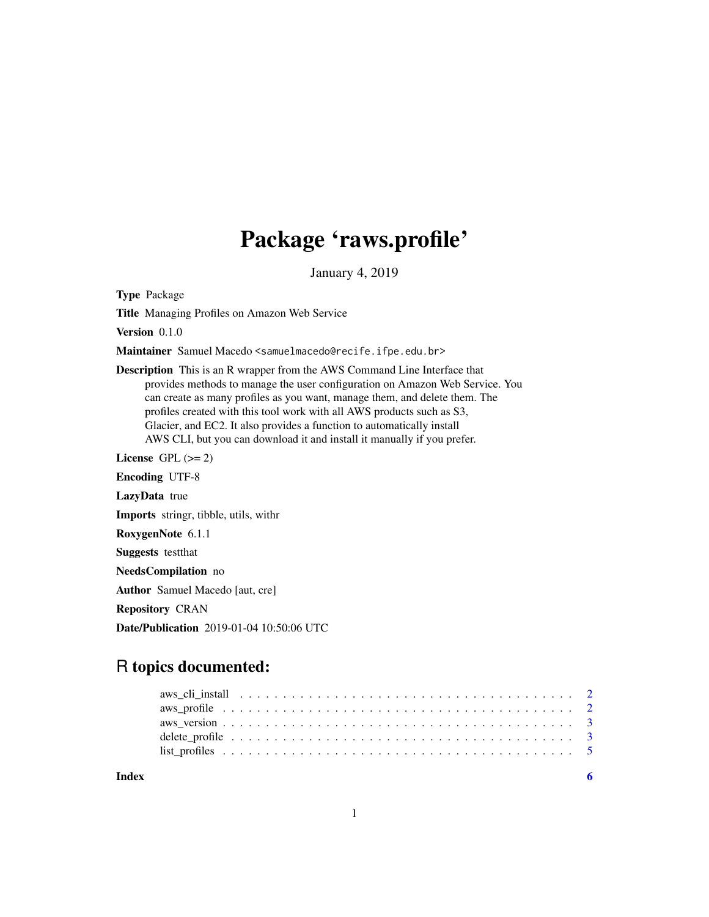# Package 'raws.profile'

January 4, 2019

**Type** Package

**Title** Managing Profiles on Amazon Web Service

**Version** 0.1.0

**Maintainer** Samuel Macedo <samuelmacedo@recife.ifpe.edu.br>

**Description** This is an R wrapper from the AWS Command Line Interface that provides methods to manage the user configuration on Amazon Web Service. You can create as many profiles as you want, manage them, and delete them. The profiles created with this tool work with all AWS products such as S3, Glacier, and EC2. It also provides a function to automatically install AWS CLI, but you can download it and install it manually if you prefer.

**License** GPL (>= 2)

**Encoding** UTF-8

**LazyData** true

**Imports** stringr, tibble, utils, withr

**RoxygenNote** 6.1.1

**Suggests** testthat

**NeedsCompilation** no

**Author** Samuel Macedo [aut, cre]

**Repository** CRAN

**Date/Publication** 2019-01-04 10:50:06 UTC

## R topics documented:

- aws_cli_install . . . . . . . . . . . . . . . . . . . . . . . . . . . . . . . . . . . . . 2
- aws_profile . . . . . . . . . . . . . . . . . . . . . . . . . . . . . . . . . . . . . . . 2
- aws_version . . . . . . . . . . . . . . . . . . . . . . . . . . . . . . . . . . . . . . . 3
- delete_profile . . . . . . . . . . . . . . . . . . . . . . . . . . . . . . . . . . . . . . 3
- list_profiles . . . . . . . . . . . . . . . . . . . . . . . . . . . . . . . . . . . . . . . 5

**Index** **6**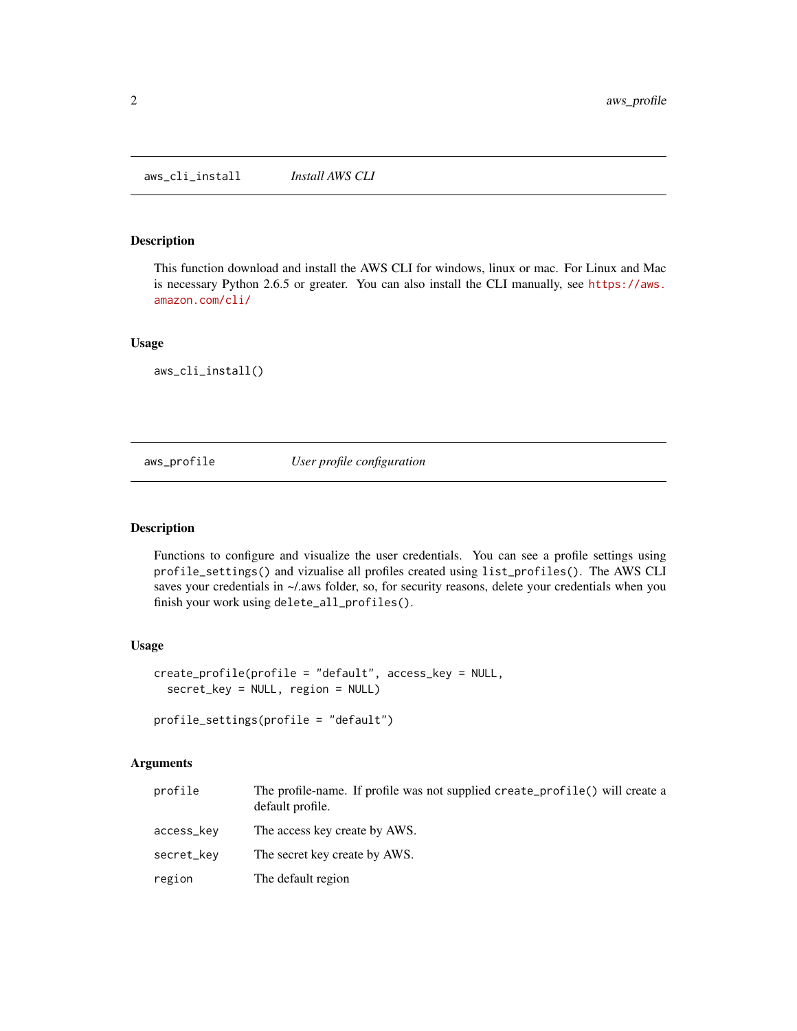## aws_cli_install — *Install AWS CLI*

### Description

This function download and install the AWS CLI for windows, linux or mac. For Linux and Mac is necessary Python 2.6.5 or greater. You can also install the CLI manually, see https://aws.amazon.com/cli/

### Usage

```
aws_cli_install()
```

## aws_profile — *User profile configuration*

### Description

Functions to configure and visualize the user credentials. You can see a profile settings using `profile_settings()` and vizualise all profiles created using `list_profiles()`. The AWS CLI saves your credentials in ~/.aws folder, so, for security reasons, delete your credentials when you finish your work using `delete_all_profiles()`.

### Usage

```
create_profile(profile = "default", access_key = NULL,
  secret_key = NULL, region = NULL)

profile_settings(profile = "default")
```

### Arguments

| | |
|---|---|
| `profile` | The profile-name. If profile was not supplied `create_profile()` will create a default profile. |
| `access_key` | The access key create by AWS. |
| `secret_key` | The secret key create by AWS. |
| `region` | The default region |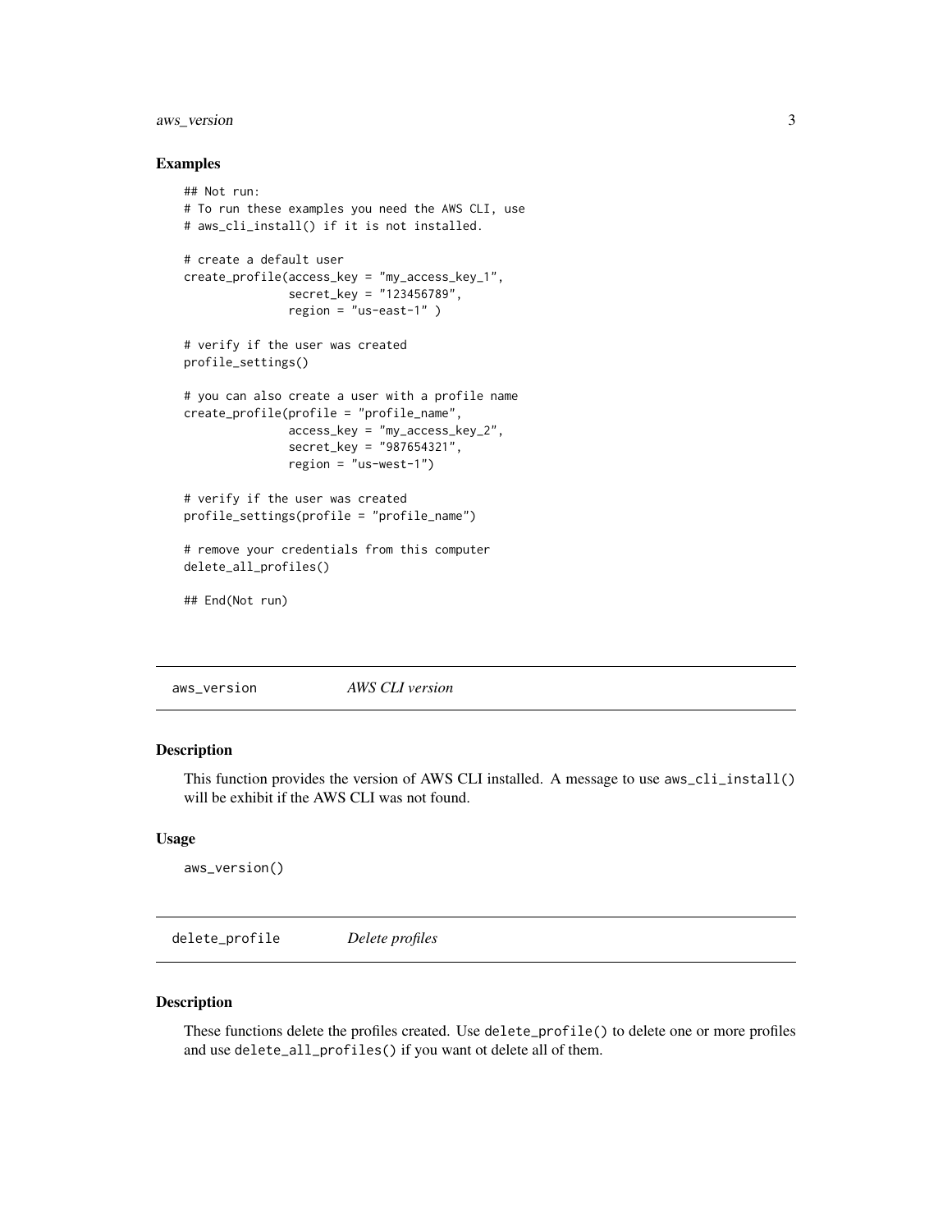### Examples

```
## Not run:
# To run these examples you need the AWS CLI, use
# aws_cli_install() if it is not installed.

# create a default user
create_profile(access_key = "my_access_key_1",
               secret_key = "123456789",
               region = "us-east-1" )

# verify if the user was created
profile_settings()

# you can also create a user with a profile name
create_profile(profile = "profile_name",
               access_key = "my_access_key_2",
               secret_key = "987654321",
               region = "us-west-1")

# verify if the user was created
profile_settings(profile = "profile_name")

# remove your credentials from this computer
delete_all_profiles()

## End(Not run)
```

---

## aws_version *AWS CLI version*

---

### Description

This function provides the version of AWS CLI installed. A message to use `aws_cli_install()` will be exhibit if the AWS CLI was not found.

### Usage

```
aws_version()
```

---

## delete_profile *Delete profiles*

---

### Description

These functions delete the profiles created. Use `delete_profile()` to delete one or more profiles and use `delete_all_profiles()` if you want ot delete all of them.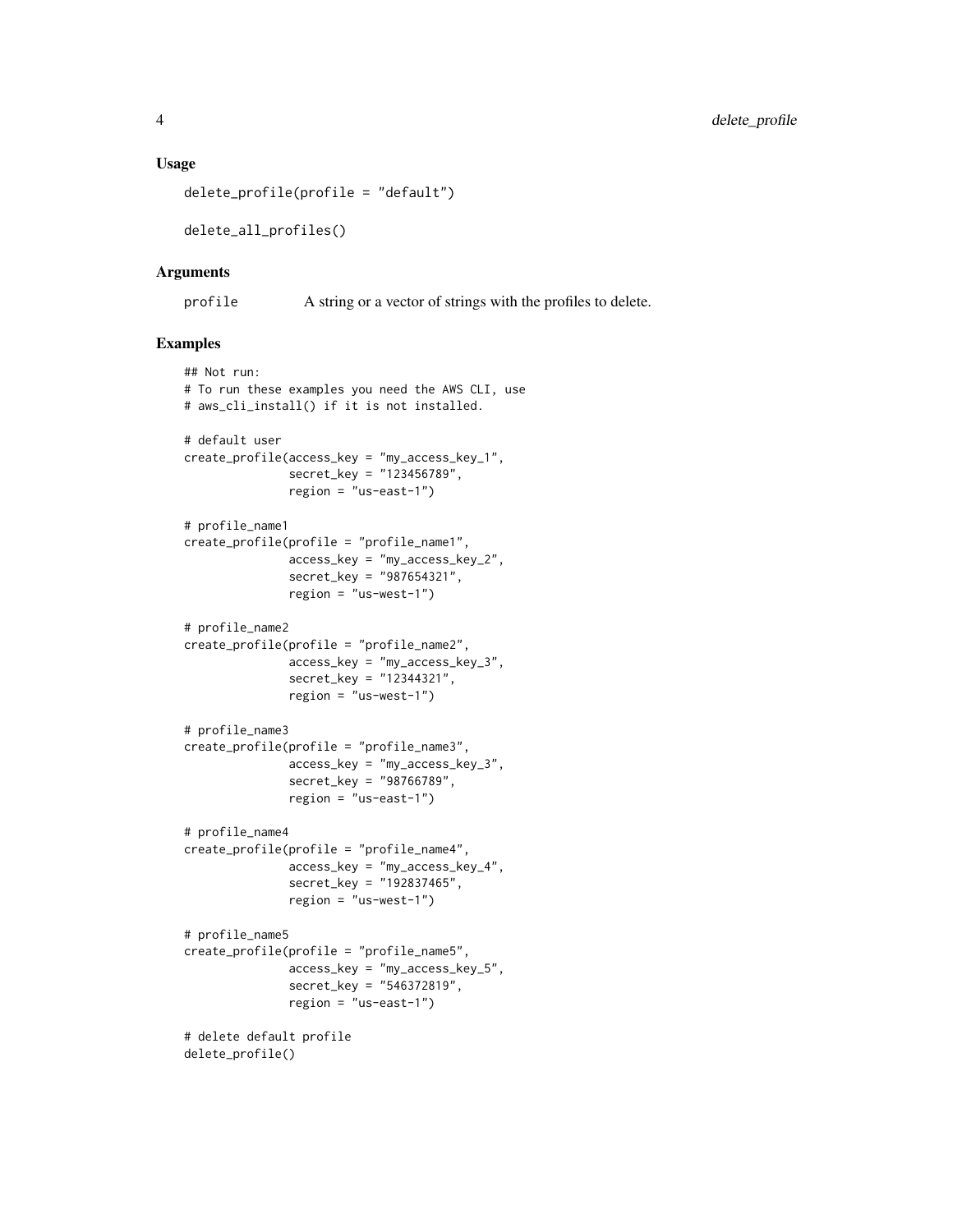### Usage

```
delete_profile(profile = "default")

delete_all_profiles()
```

### Arguments

| | |
|---|---|
| profile | A string or a vector of strings with the profiles to delete. |

### Examples

```
## Not run:
# To run these examples you need the AWS CLI, use
# aws_cli_install() if it is not installed.

# default user
create_profile(access_key = "my_access_key_1",
               secret_key = "123456789",
               region = "us-east-1")

# profile_name1
create_profile(profile = "profile_name1",
               access_key = "my_access_key_2",
               secret_key = "987654321",
               region = "us-west-1")

# profile_name2
create_profile(profile = "profile_name2",
               access_key = "my_access_key_3",
               secret_key = "12344321",
               region = "us-west-1")

# profile_name3
create_profile(profile = "profile_name3",
               access_key = "my_access_key_3",
               secret_key = "98766789",
               region = "us-east-1")

# profile_name4
create_profile(profile = "profile_name4",
               access_key = "my_access_key_4",
               secret_key = "192837465",
               region = "us-west-1")

# profile_name5
create_profile(profile = "profile_name5",
               access_key = "my_access_key_5",
               secret_key = "546372819",
               region = "us-east-1")

# delete default profile
delete_profile()
```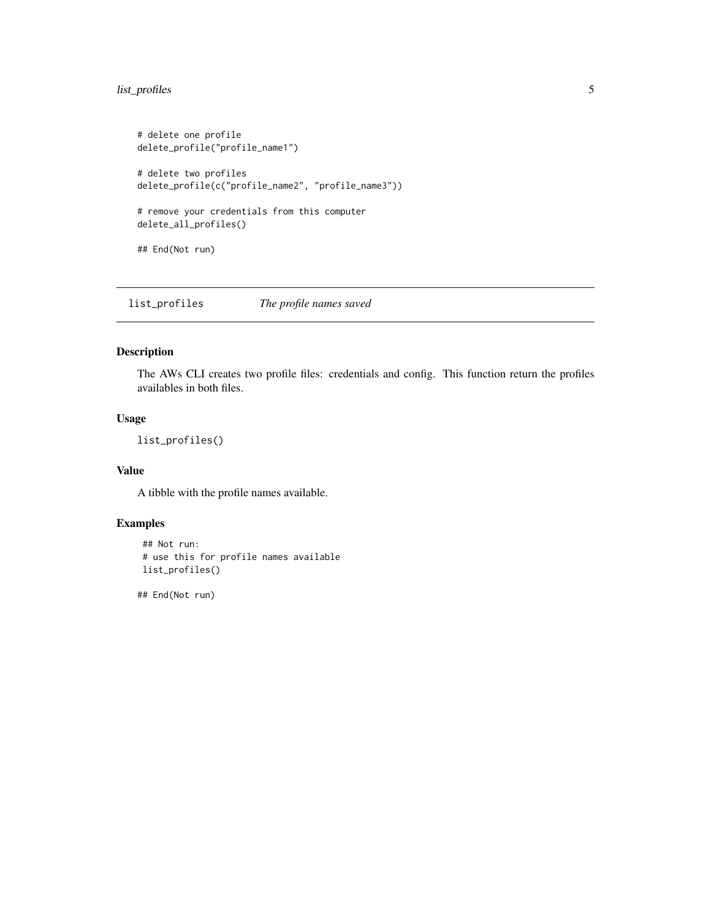```
# delete one profile
delete_profile("profile_name1")

# delete two profiles
delete_profile(c("profile_name2", "profile_name3"))

# remove your credentials from this computer
delete_all_profiles()

## End(Not run)
```

## list_profiles *The profile names saved*

### Description

The AWs CLI creates two profile files: credentials and config. This function return the profiles availables in both files.

### Usage

```
list_profiles()
```

### Value

A tibble with the profile names available.

### Examples

```
 ## Not run:
 # use this for profile names available
 list_profiles()

## End(Not run)
```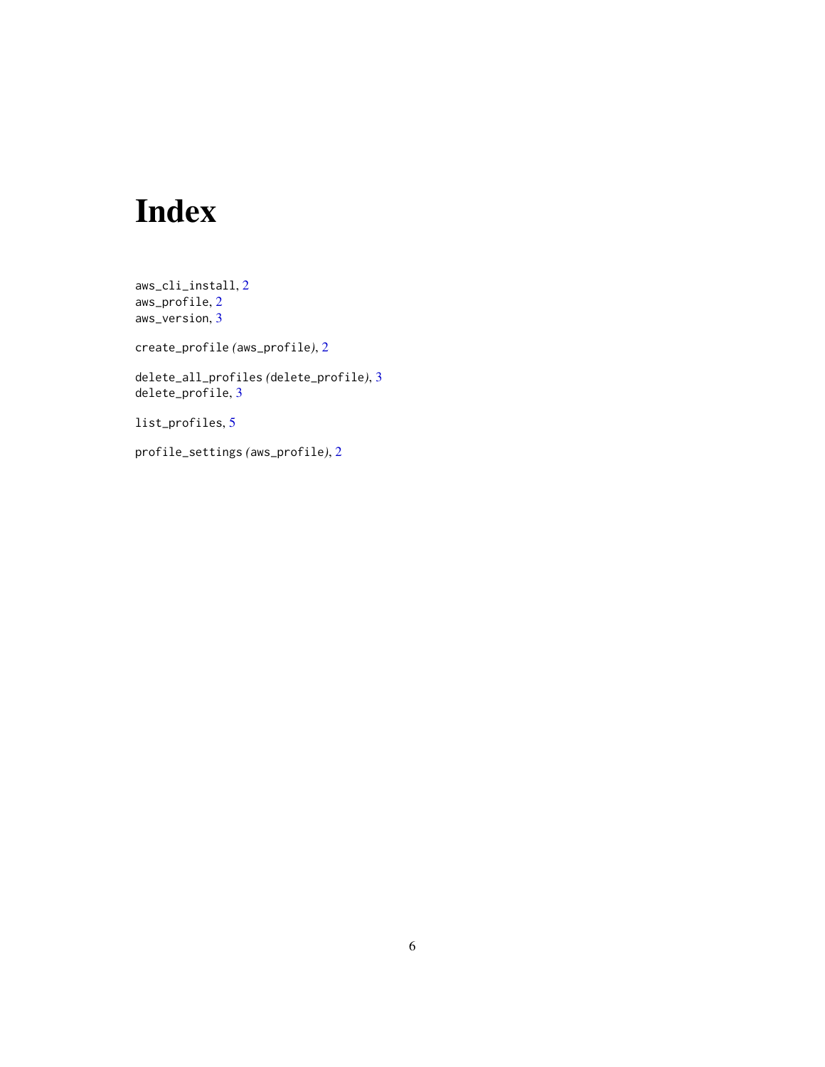# Index

aws_cli_install, 2
aws_profile, 2
aws_version, 3

create_profile (aws_profile), 2

delete_all_profiles (delete_profile), 3
delete_profile, 3

list_profiles, 5

profile_settings (aws_profile), 2